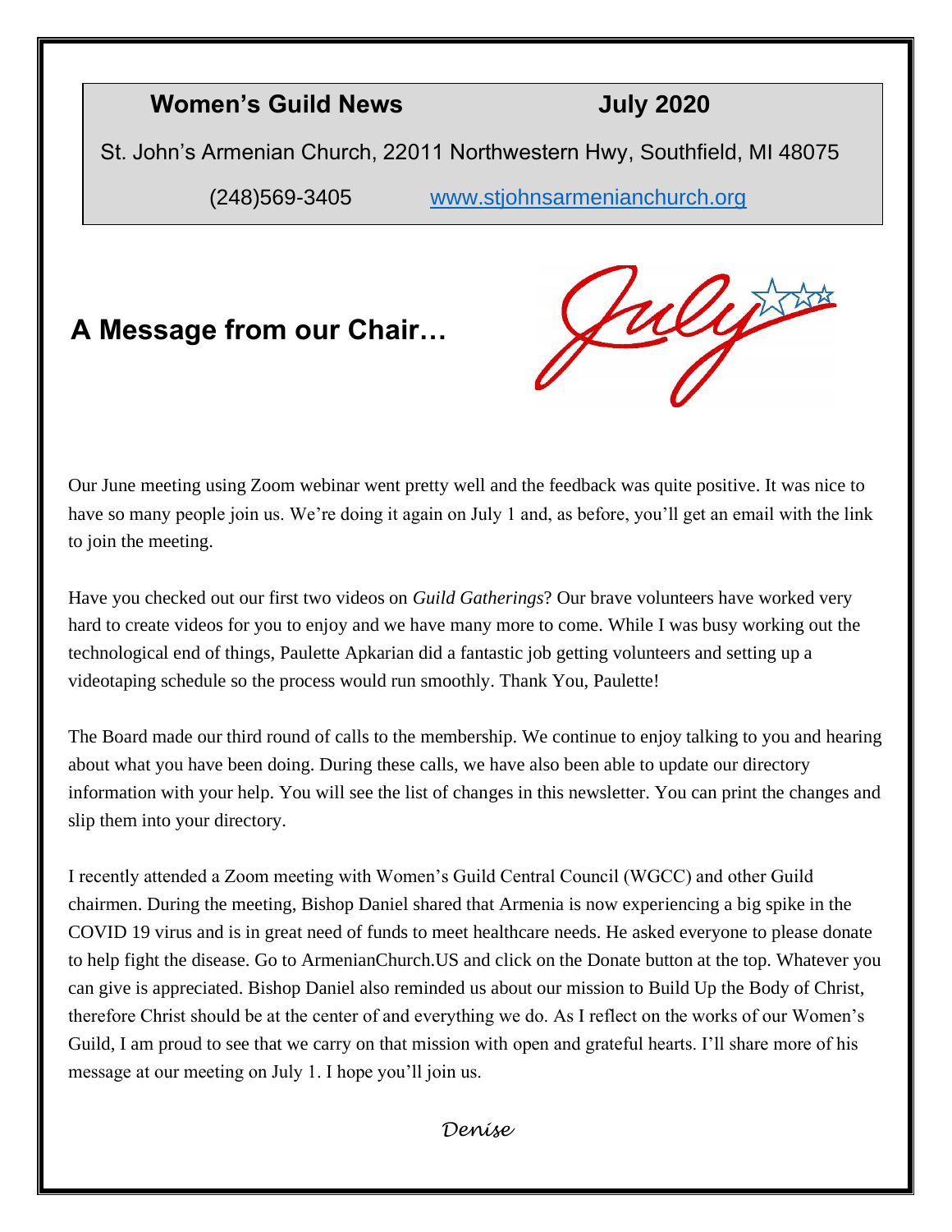**Women's Guild News** **July 2020**

St. John's Armenian Church, 22011 Northwestern Hwy, Southfield, MI 48075

(248)569-3405 [www.stjohnsarmenianchurch.org](http://www.stjohnsarmenianchurch.org)

## A Message from our Chair…

July

Our June meeting using Zoom webinar went pretty well and the feedback was quite positive. It was nice to have so many people join us. We're doing it again on July 1 and, as before, you'll get an email with the link to join the meeting.

Have you checked out our first two videos on *Guild Gatherings*? Our brave volunteers have worked very hard to create videos for you to enjoy and we have many more to come. While I was busy working out the technological end of things, Paulette Apkarian did a fantastic job getting volunteers and setting up a videotaping schedule so the process would run smoothly. Thank You, Paulette!

The Board made our third round of calls to the membership. We continue to enjoy talking to you and hearing about what you have been doing. During these calls, we have also been able to update our directory information with your help. You will see the list of changes in this newsletter. You can print the changes and slip them into your directory.

I recently attended a Zoom meeting with Women's Guild Central Council (WGCC) and other Guild chairmen. During the meeting, Bishop Daniel shared that Armenia is now experiencing a big spike in the COVID 19 virus and is in great need of funds to meet healthcare needs. He asked everyone to please donate to help fight the disease. Go to ArmenianChurch.US and click on the Donate button at the top. Whatever you can give is appreciated. Bishop Daniel also reminded us about our mission to Build Up the Body of Christ, therefore Christ should be at the center of and everything we do. As I reflect on the works of our Women's Guild, I am proud to see that we carry on that mission with open and grateful hearts. I'll share more of his message at our meeting on July 1. I hope you'll join us.

*Denise*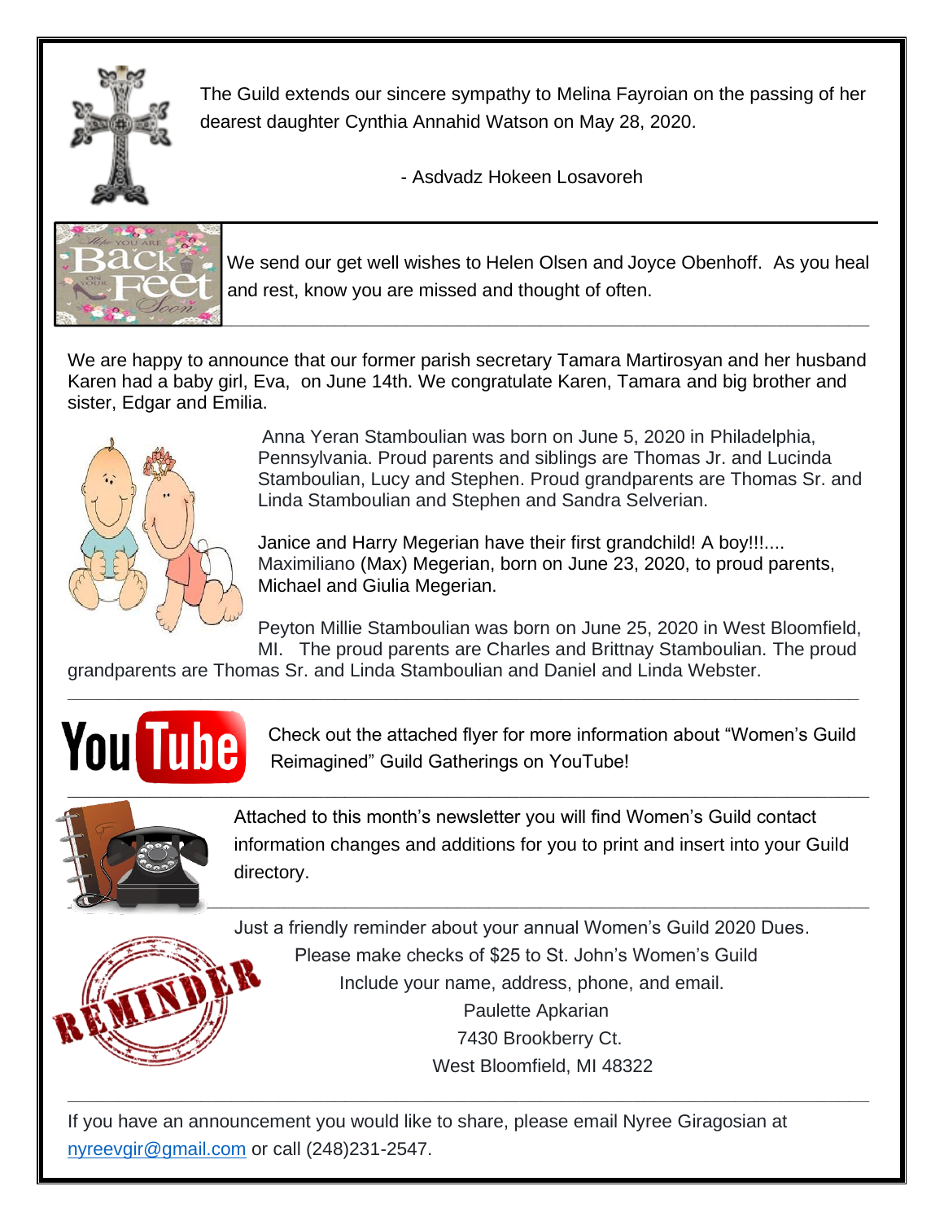The Guild extends our sincere sympathy to Melina Fayroian on the passing of her dearest daughter Cynthia Annahid Watson on May 28, 2020.

- Asdvadz Hokeen Losavoreh

---

We send our get well wishes to Helen Olsen and Joyce Obenhoff. As you heal and rest, know you are missed and thought of often.

---

We are happy to announce that our former parish secretary Tamara Martirosyan and her husband Karen had a baby girl, Eva, on June 14th. We congratulate Karen, Tamara and big brother and sister, Edgar and Emilia.

Anna Yeran Stamboulian was born on June 5, 2020 in Philadelphia, Pennsylvania. Proud parents and siblings are Thomas Jr. and Lucinda Stamboulian, Lucy and Stephen. Proud grandparents are Thomas Sr. and Linda Stamboulian and Stephen and Sandra Selverian.

Janice and Harry Megerian have their first grandchild! A boy!!!.... Maximiliano (Max) Megerian, born on June 23, 2020, to proud parents, Michael and Giulia Megerian.

Peyton Millie Stamboulian was born on June 25, 2020 in West Bloomfield, MI. The proud parents are Charles and Brittnay Stamboulian. The proud grandparents are Thomas Sr. and Linda Stamboulian and Daniel and Linda Webster.

---

Check out the attached flyer for more information about "Women's Guild Reimagined" Guild Gatherings on YouTube!

---

Attached to this month's newsletter you will find Women's Guild contact information changes and additions for you to print and insert into your Guild directory.

---

Just a friendly reminder about your annual Women's Guild 2020 Dues.

Please make checks of $25 to St. John's Women's Guild

Include your name, address, phone, and email.

Paulette Apkarian

7430 Brookberry Ct.

West Bloomfield, MI 48322

---

If you have an announcement you would like to share, please email Nyree Giragosian at nyreevgir@gmail.com or call (248)231-2547.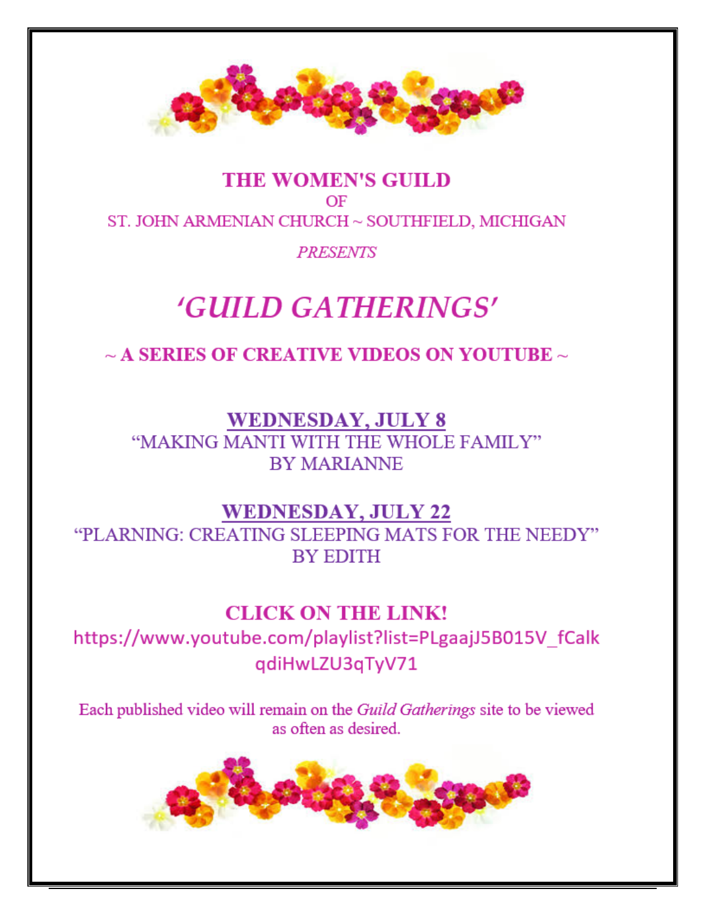**THE WOMEN'S GUILD**

OF

ST. JOHN ARMENIAN CHURCH ~ SOUTHFIELD, MICHIGAN

*PRESENTS*

# *'GUILD GATHERINGS'*

**~ A SERIES OF CREATIVE VIDEOS ON YOUTUBE ~**

**WEDNESDAY, JULY 8**

"MAKING MANTI WITH THE WHOLE FAMILY"

BY MARIANNE

**WEDNESDAY, JULY 22**

"PLARNING: CREATING SLEEPING MATS FOR THE NEEDY"

BY EDITH

**CLICK ON THE LINK!**

https://www.youtube.com/playlist?list=PLgaajJ5B015V_fCalkqdiHwLZU3qTyV71

Each published video will remain on the *Guild Gatherings* site to be viewed as often as desired.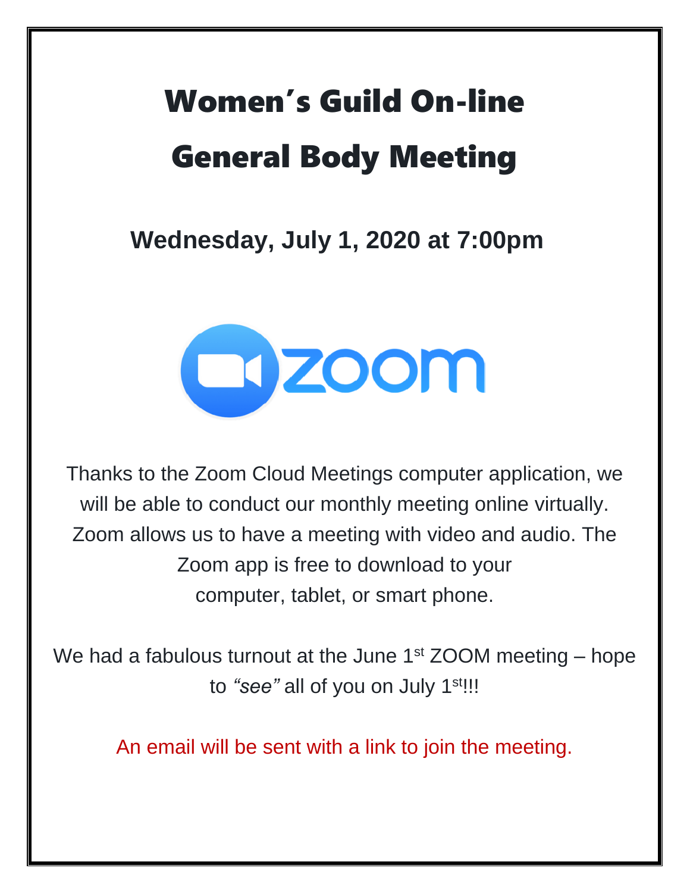# Women's Guild On-line General Body Meeting

**Wednesday, July 1, 2020 at 7:00pm**

zoom

Thanks to the Zoom Cloud Meetings computer application, we will be able to conduct our monthly meeting online virtually. Zoom allows us to have a meeting with video and audio. The Zoom app is free to download to your computer, tablet, or smart phone.

We had a fabulous turnout at the June 1st ZOOM meeting – hope to *"see"* all of you on July 1st!!!

An email will be sent with a link to join the meeting.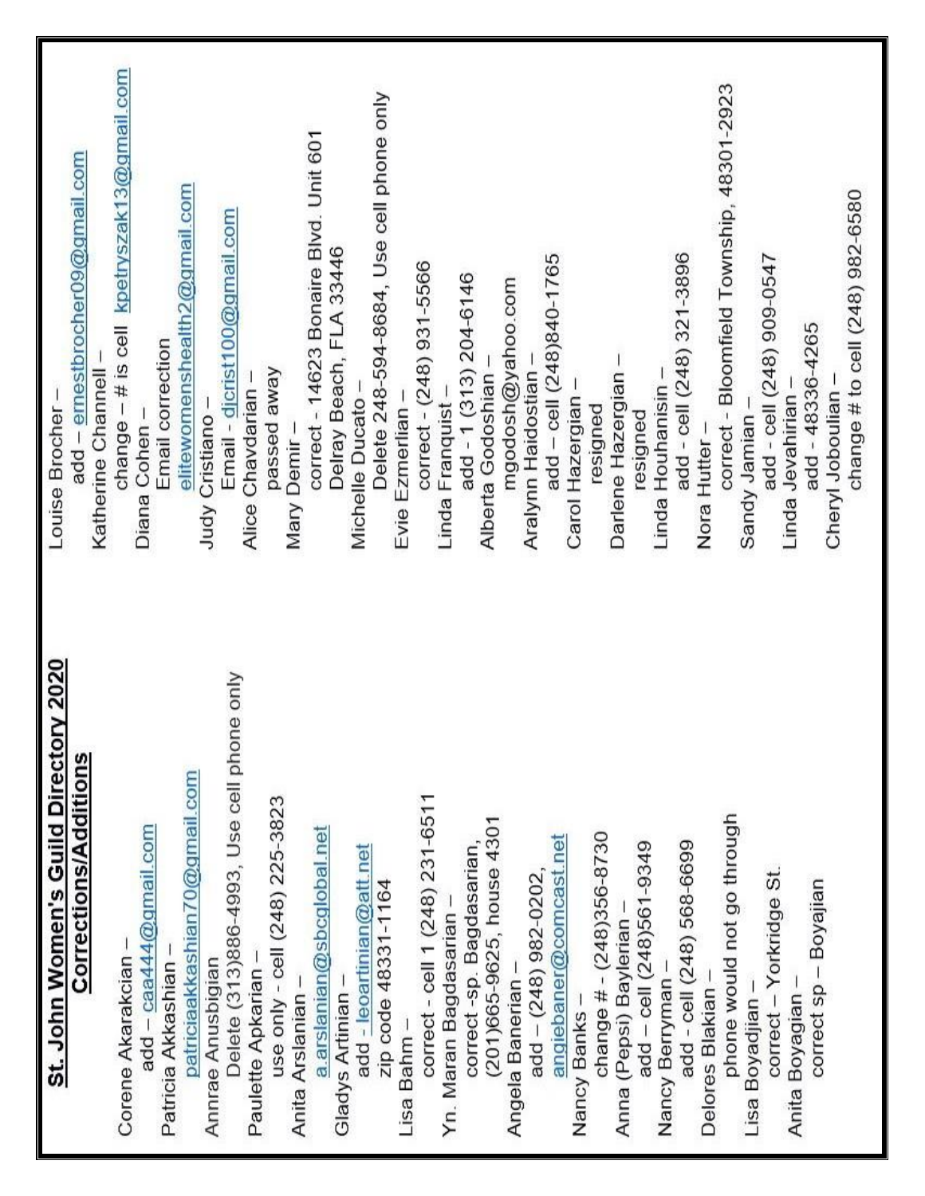## St. John Women's Guild Directory 2020

## Corrections/Additions

Corene Akarakcian –
  add – caa444@gmail.com

Patricia Akkashian –
  patriciaakkashian70@gmail.com

Annrae Anusbigian
  Delete (313)886-4993, Use cell phone only

Paulette Apkarian –
  use only - cell (248) 225-3823

Anita Arslanian –
  a.arslanian@sbcglobal.net

Gladys Artinian –
  add - leoartinian@att.net
  zip code 48331-1164

Lisa Bahm –
  correct - cell 1 (248) 231-6511

Yn. Maran Bagdasarian –
  correct -sp. Bagdasarian,
  (201)665-9625, house 4301

Angela Banerian –
  add – (248) 982-0202,
  angiebaner@comcast.net

Nancy Banks –
  change # - (248)356-8730

Anna (Pepsi) Baylerian –
  add – cell (248)561-9349

Nancy Berryman –
  add - cell (248) 568-6699

Delores Blakian –
  phone would not go through

Lisa Boyadjian –
  correct – Yorkridge St.

Anita Boyagian –
  correct sp – Boyajian

Louise Brocher –
  add – ernestbrocher09@gmail.com

Katherine Channell –
  change – # is cell kpetryszak13@gmail.com

Diana Cohen –
  Email correction
  elitewomenshealth2@gmail.com

Judy Cristiano –
  Email - djcrist100@gmail.com

Alice Chavdarian –
  passed away

Mary Demir –
  correct - 14623 Bonaire Blvd. Unit 601
  Delray Beach, FLA 33446

Michelle Ducato –
  Delete 248-594-8684, Use cell phone only

Evie Ezmerlian –
  correct - (248) 931-5566

Linda Franquist –
  add - 1 (313) 204-6146

Alberta Godoshian –
  mgodosh@yahoo.com

Aralynn Haidostian –
  add – cell (248)840-1765

Carol Hazergian –
  resigned

Darlene Hazergian –
  resigned

Linda Houhanisin –
  add - cell (248) 321-3896

Nora Hutter –
  correct - Bloomfield Township, 48301-2923

Sandy Jamian –
  add - cell (248) 909-0547

Linda Jevahirian –
  add - 48336-4265

Cheryl Joboulian –
  change # to cell (248) 982-6580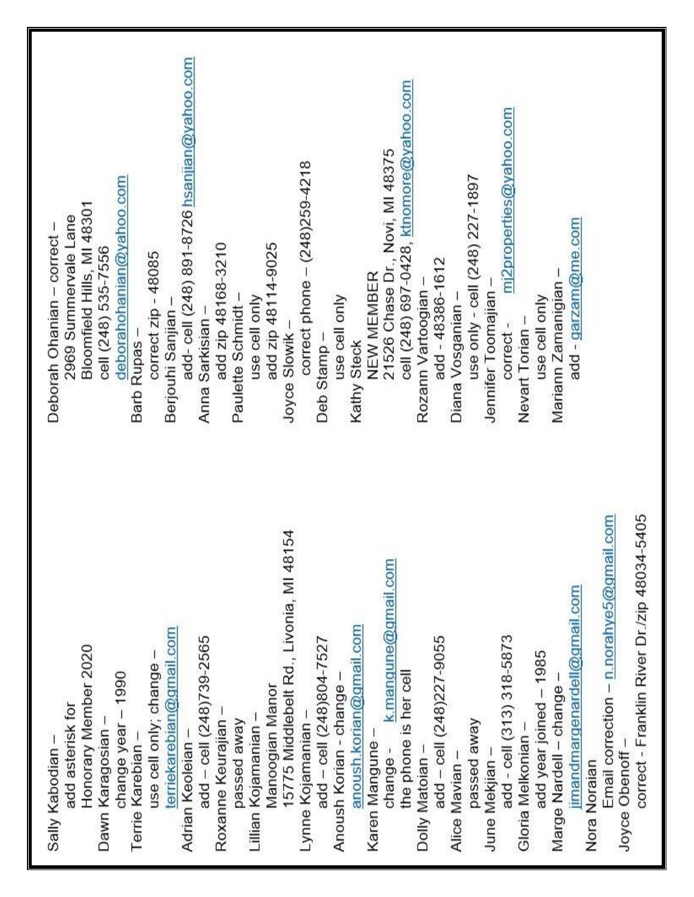Sally Kabodian –
add asterisk for
Honorary Member 2020

Dawn Karagosian –
change year – 1990

Terrie Karebian –
use cell only; change –
terriekarebian@gmail.com

Adrian Keoleian –
add – cell (248)739-2565

Roxanne Keurajian –
passed away

Lillian Kojamanian –
Manoogian Manor
15775 Middlebelt Rd., Livonia, MI 48154

Lynne Kojamanian –
add – cell (248)804-7527

Anoush Korian - change –
anoush.korian@gmail.com

Karen Mangune –
change - k.mangune@gmail.com
the phone is her cell

Dolly Matoian –
add – cell (248)227-9055

Alice Mavian –
passed away

June Mekjian –
add - cell (313) 318-5873

Gloria Melkonian –
add year joined – 1985

Marge Nardell – change –
jimandmargenardell@gmail.com

Nora Noraian
Email correction – n.norahye5@gmail.com

Joyce Obenoff –
correct - Franklin River Dr./zip 48034-5405

Deborah Ohanian – correct –
2969 Summervale Lane
Bloomfield Hills, MI 48301
cell (248) 535-7556
deborahohanian@yahoo.com

Barb Rupas –
correct zip - 48085

Berjouhi Sanjian –
add- cell (248) 891-8726 hsanjian@yahoo.com

Anna Sarkisian –
add zip 48168-3210

Paulette Schmidt –
use cell only
add zip 48114-9025

Joyce Slowik –
correct phone – (248)259-4218

Deb Stamp –
use cell only

Kathy Steck
NEW MEMBER
21526 Chase Dr., Novi, MI 48375
cell (248) 697-0428, ktnomore@yahoo.com

Rozann Vartoogian –
add - 48386-1612

Diana Vosganian –
use only - cell (248) 227-1897

Jennifer Toomajian –
correct - mj2properties@yahoo.com

Nevart Torian –
use cell only

Mariann Zamanigian –
add - garzam@me.com